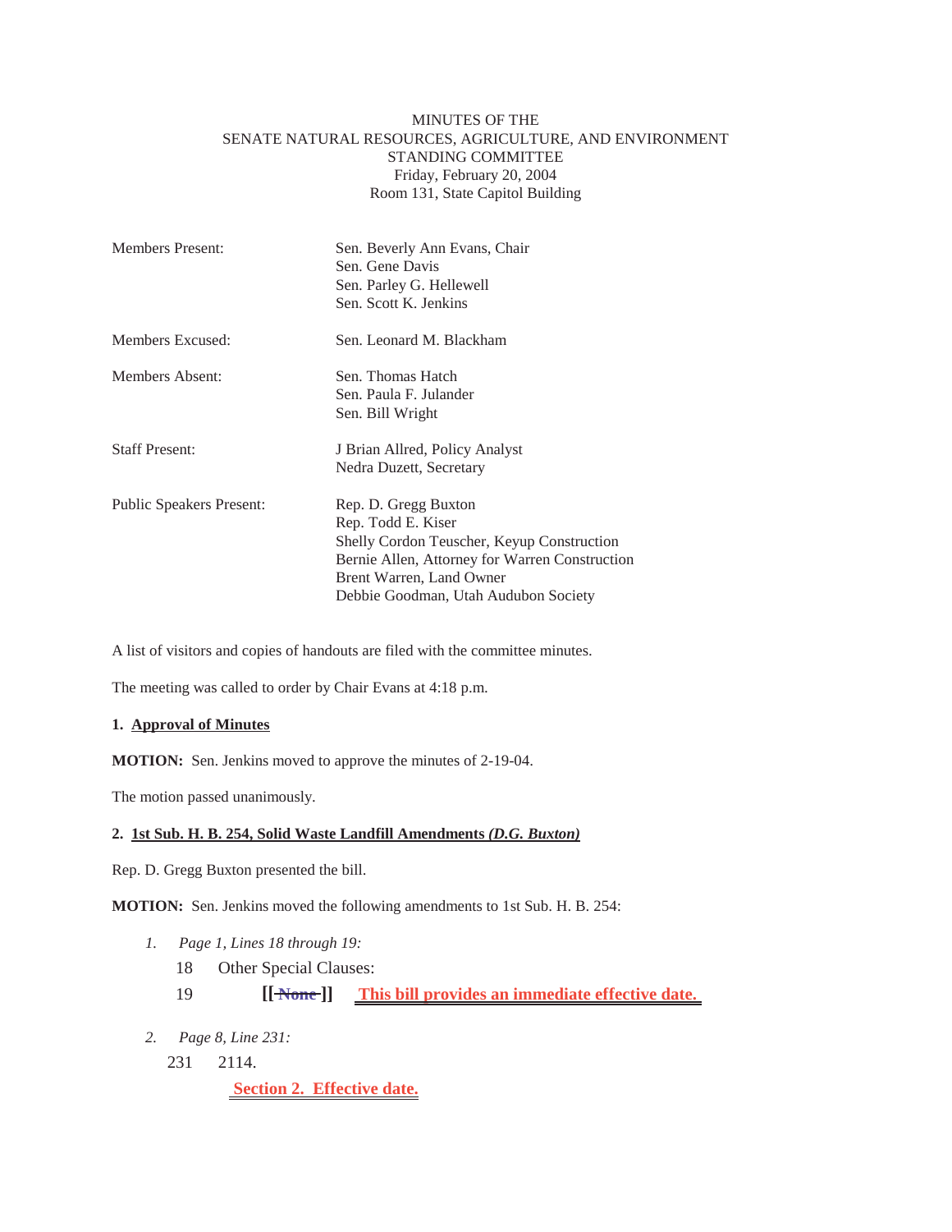MINUTES OF THE
SENATE NATURAL RESOURCES, AGRICULTURE, AND ENVIRONMENT
STANDING COMMITTEE
Friday, February 20, 2004
Room 131, State Capitol Building

| | |
|---|---|
| Members Present: | Sen. Beverly Ann Evans, Chair<br>Sen. Gene Davis<br>Sen. Parley G. Hellewell<br>Sen. Scott K. Jenkins |
| Members Excused: | Sen. Leonard M. Blackham |
| Members Absent: | Sen. Thomas Hatch<br>Sen. Paula F. Julander<br>Sen. Bill Wright |
| Staff Present: | J Brian Allred, Policy Analyst<br>Nedra Duzett, Secretary |
| Public Speakers Present: | Rep. D. Gregg Buxton<br>Rep. Todd E. Kiser<br>Shelly Cordon Teuscher, Keyup Construction<br>Bernie Allen, Attorney for Warren Construction<br>Brent Warren, Land Owner<br>Debbie Goodman, Utah Audubon Society |

A list of visitors and copies of handouts are filed with the committee minutes.

The meeting was called to order by Chair Evans at 4:18 p.m.

**1. Approval of Minutes**

**MOTION:** Sen. Jenkins moved to approve the minutes of 2-19-04.

The motion passed unanimously.

**2. 1st Sub. H. B. 254, Solid Waste Landfill Amendments *(D.G. Buxton)***

Rep. D. Gregg Buxton presented the bill.

**MOTION:** Sen. Jenkins moved the following amendments to 1st Sub. H. B. 254:

1. *Page 1, Lines 18 through 19:*

   18 Other Special Clauses:

   19 [[ ~~None~~ ]] This bill provides an immediate effective date.

2. *Page 8, Line 231:*

   231 2114.

   Section 2. Effective date.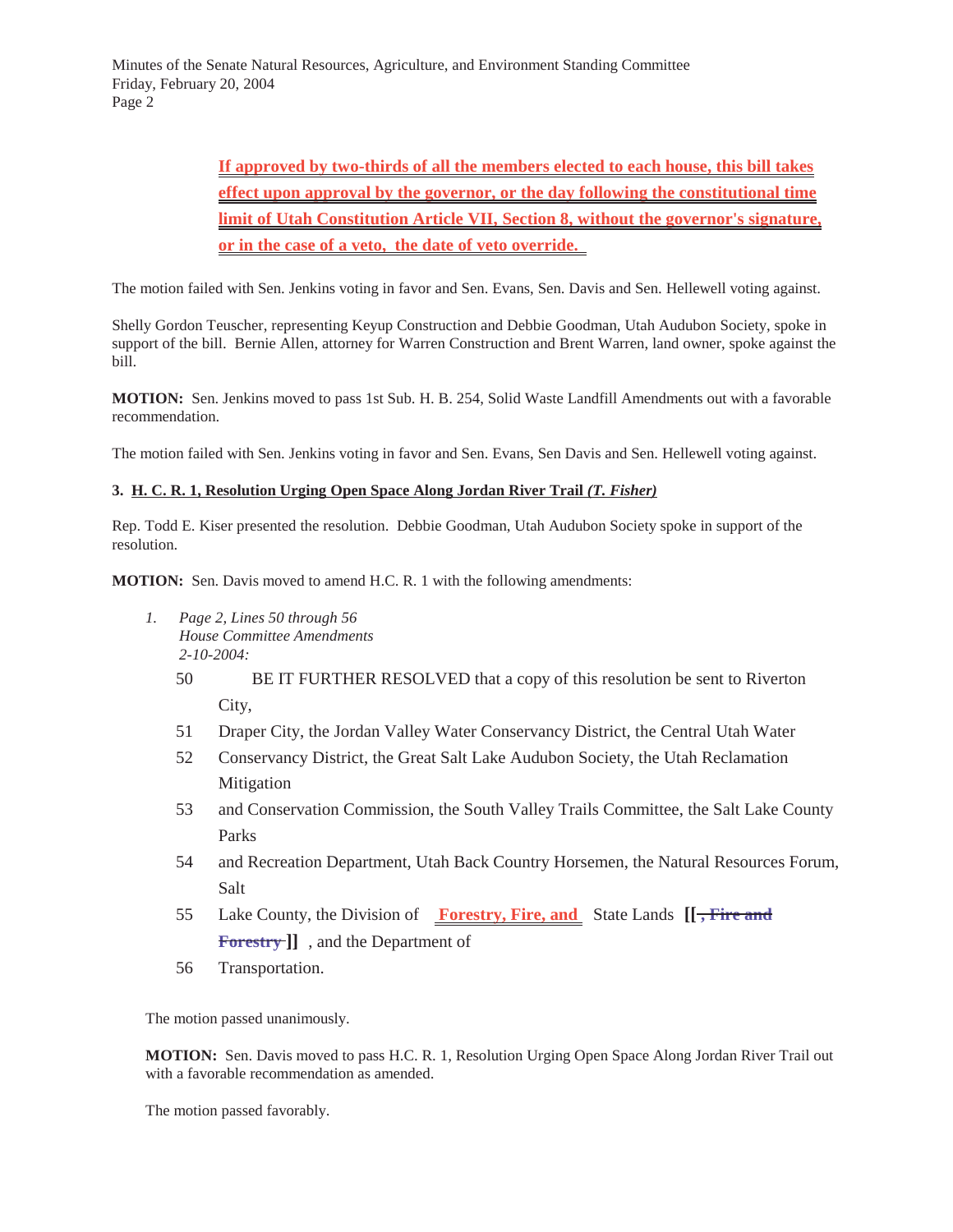**If approved by two-thirds of all the members elected to each house, this bill takes effect upon approval by the governor, or the day following the constitutional time limit of Utah Constitution Article VII, Section 8, without the governor's signature, or in the case of a veto, the date of veto override.**

The motion failed with Sen. Jenkins voting in favor and Sen. Evans, Sen. Davis and Sen. Hellewell voting against.

Shelly Gordon Teuscher, representing Keyup Construction and Debbie Goodman, Utah Audubon Society, spoke in support of the bill. Bernie Allen, attorney for Warren Construction and Brent Warren, land owner, spoke against the bill.

**MOTION:** Sen. Jenkins moved to pass 1st Sub. H. B. 254, Solid Waste Landfill Amendments out with a favorable recommendation.

The motion failed with Sen. Jenkins voting in favor and Sen. Evans, Sen Davis and Sen. Hellewell voting against.

**3. H. C. R. 1, Resolution Urging Open Space Along Jordan River Trail *(T. Fisher)***

Rep. Todd E. Kiser presented the resolution. Debbie Goodman, Utah Audubon Society spoke in support of the resolution.

**MOTION:** Sen. Davis moved to amend H.C. R. 1 with the following amendments:

1. *Page 2, Lines 50 through 56*
   *House Committee Amendments*
   *2-10-2004:*

50 BE IT FURTHER RESOLVED that a copy of this resolution be sent to Riverton City,

51 Draper City, the Jordan Valley Water Conservancy District, the Central Utah Water

52 Conservancy District, the Great Salt Lake Audubon Society, the Utah Reclamation Mitigation

53 and Conservation Commission, the South Valley Trails Committee, the Salt Lake County Parks

54 and Recreation Department, Utah Back Country Horsemen, the Natural Resources Forum, Salt

55 Lake County, the Division of **Forestry, Fire, and** State Lands **[[~~, Fire and Forestry~~ ]]** , and the Department of

56 Transportation.

The motion passed unanimously.

**MOTION:** Sen. Davis moved to pass H.C. R. 1, Resolution Urging Open Space Along Jordan River Trail out with a favorable recommendation as amended.

The motion passed favorably.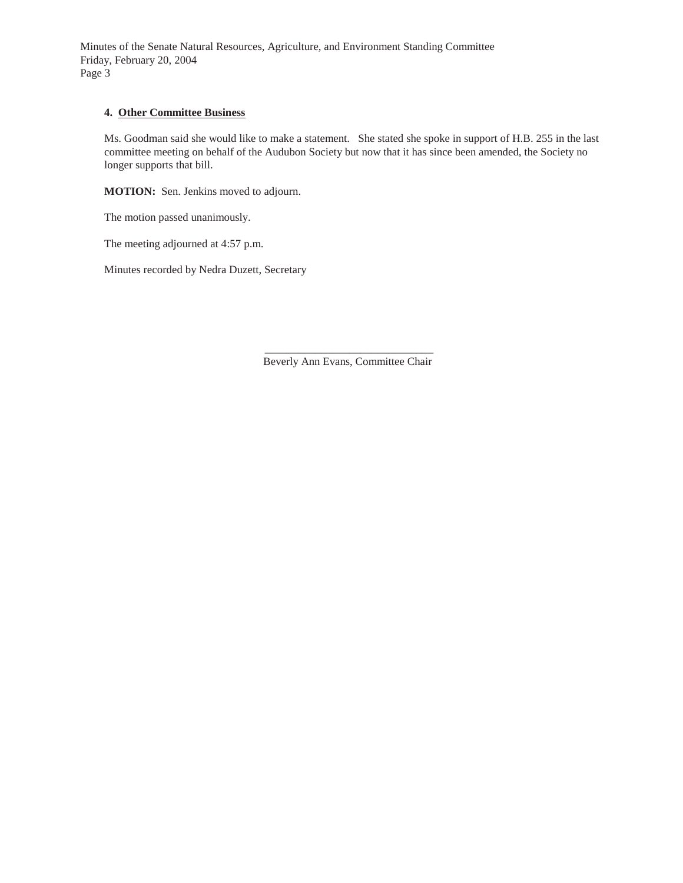### 4. Other Committee Business

Ms. Goodman said she would like to make a statement. She stated she spoke in support of H.B. 255 in the last committee meeting on behalf of the Audubon Society but now that it has since been amended, the Society no longer supports that bill.

**MOTION:** Sen. Jenkins moved to adjourn.

The motion passed unanimously.

The meeting adjourned at 4:57 p.m.

Minutes recorded by Nedra Duzett, Secretary

\_\_\_\_\_\_\_\_\_\_\_\_\_\_\_\_\_\_\_\_\_\_\_\_\_\_\_\_\_\_

Beverly Ann Evans, Committee Chair